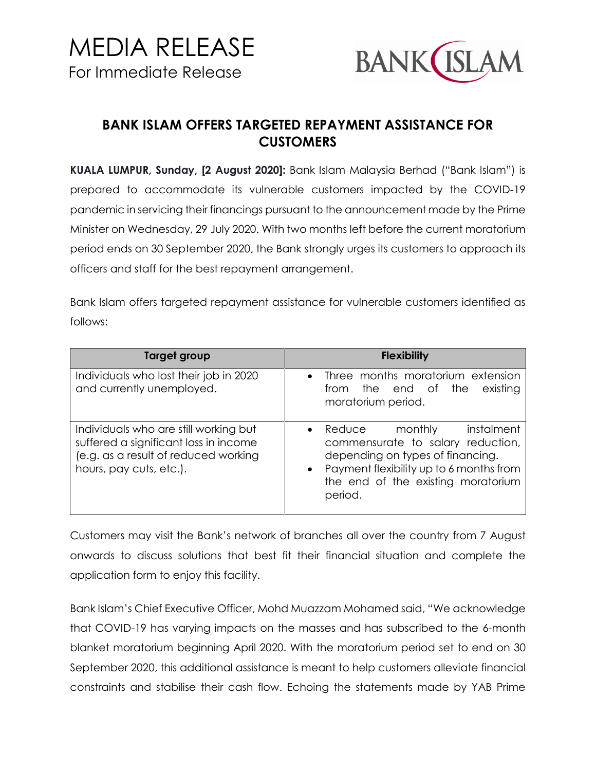# MEDIA RELEASE

For Immediate Release

BANK ISLAM

## BANK ISLAM OFFERS TARGETED REPAYMENT ASSISTANCE FOR CUSTOMERS

**KUALA LUMPUR, Sunday, [2 August 2020]:** Bank Islam Malaysia Berhad ("Bank Islam") is prepared to accommodate its vulnerable customers impacted by the COVID-19 pandemic in servicing their financings pursuant to the announcement made by the Prime Minister on Wednesday, 29 July 2020. With two months left before the current moratorium period ends on 30 September 2020, the Bank strongly urges its customers to approach its officers and staff for the best repayment arrangement.

Bank Islam offers targeted repayment assistance for vulnerable customers identified as follows:

| Target group | Flexibility |
|---|---|
| Individuals who lost their job in 2020 and currently unemployed. | • Three months moratorium extension from the end of the existing moratorium period. |
| Individuals who are still working but suffered a significant loss in income (e.g. as a result of reduced working hours, pay cuts, etc.). | • Reduce monthly instalment commensurate to salary reduction, depending on types of financing.<br>• Payment flexibility up to 6 months from the end of the existing moratorium period. |

Customers may visit the Bank's network of branches all over the country from 7 August onwards to discuss solutions that best fit their financial situation and complete the application form to enjoy this facility.

Bank Islam's Chief Executive Officer, Mohd Muazzam Mohamed said, "We acknowledge that COVID-19 has varying impacts on the masses and has subscribed to the 6-month blanket moratorium beginning April 2020. With the moratorium period set to end on 30 September 2020, this additional assistance is meant to help customers alleviate financial constraints and stabilise their cash flow. Echoing the statements made by YAB Prime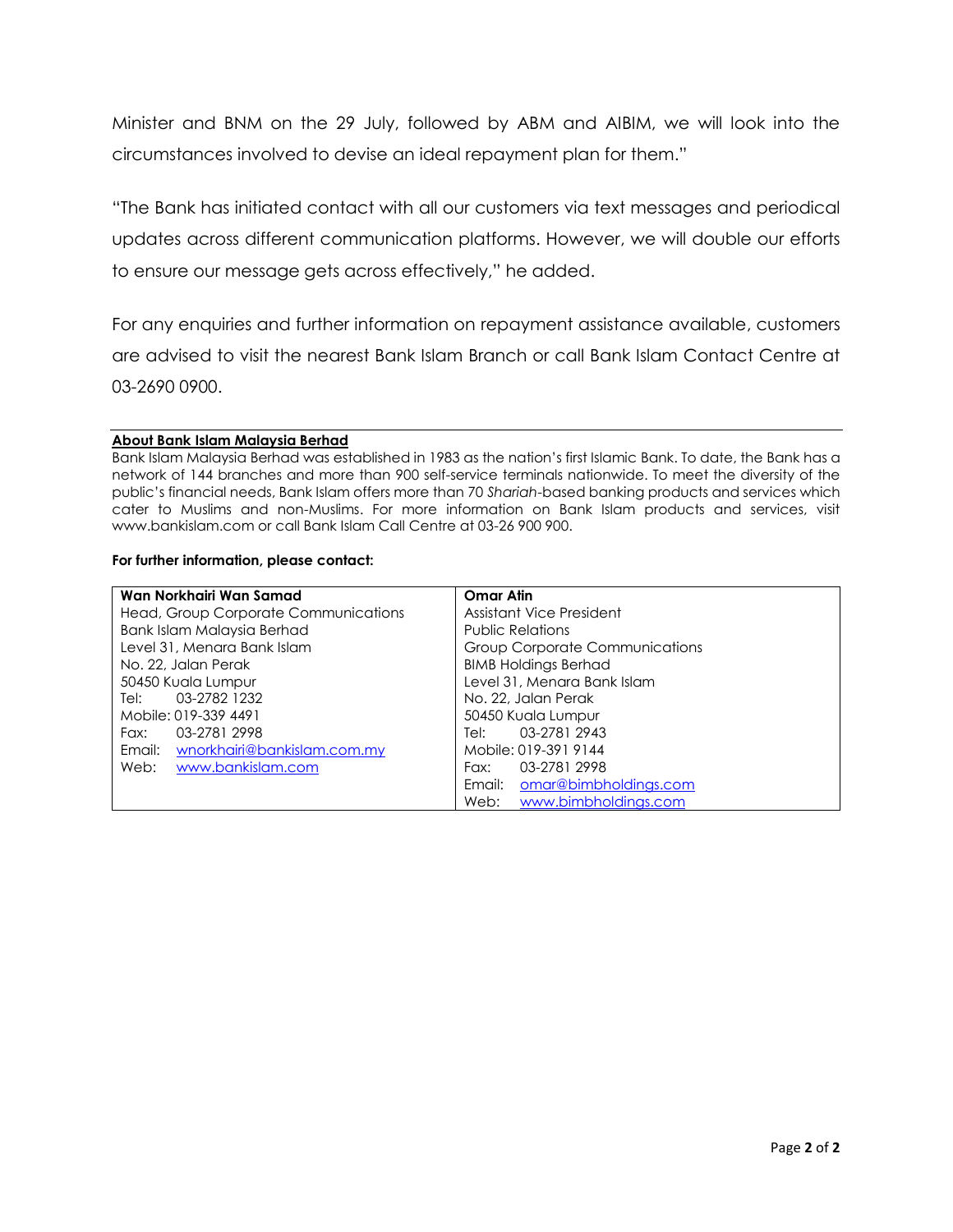Minister and BNM on the 29 July, followed by ABM and AIBIM, we will look into the circumstances involved to devise an ideal repayment plan for them."

"The Bank has initiated contact with all our customers via text messages and periodical updates across different communication platforms. However, we will double our efforts to ensure our message gets across effectively," he added.

For any enquiries and further information on repayment assistance available, customers are advised to visit the nearest Bank Islam Branch or call Bank Islam Contact Centre at 03-2690 0900.

---

**About Bank Islam Malaysia Berhad**

Bank Islam Malaysia Berhad was established in 1983 as the nation's first Islamic Bank. To date, the Bank has a network of 144 branches and more than 900 self-service terminals nationwide. To meet the diversity of the public's financial needs, Bank Islam offers more than 70 *Shariah*-based banking products and services which cater to Muslims and non-Muslims. For more information on Bank Islam products and services, visit www.bankislam.com or call Bank Islam Call Centre at 03-26 900 900.

**For further information, please contact:**

| | |
|---|---|
| **Wan Norkhairi Wan Samad**<br>Head, Group Corporate Communications<br>Bank Islam Malaysia Berhad<br>Level 31, Menara Bank Islam<br>No. 22, Jalan Perak<br>50450 Kuala Lumpur<br>Tel: 03-2782 1232<br>Mobile: 019-339 4491<br>Fax: 03-2781 2998<br>Email: wnorkhairi@bankislam.com.my<br>Web: www.bankislam.com | **Omar Atin**<br>Assistant Vice President<br>Public Relations<br>Group Corporate Communications<br>BIMB Holdings Berhad<br>Level 31, Menara Bank Islam<br>No. 22, Jalan Perak<br>50450 Kuala Lumpur<br>Tel: 03-2781 2943<br>Mobile: 019-391 9144<br>Fax: 03-2781 2998<br>Email: omar@bimbholdings.com<br>Web: www.bimbholdings.com |